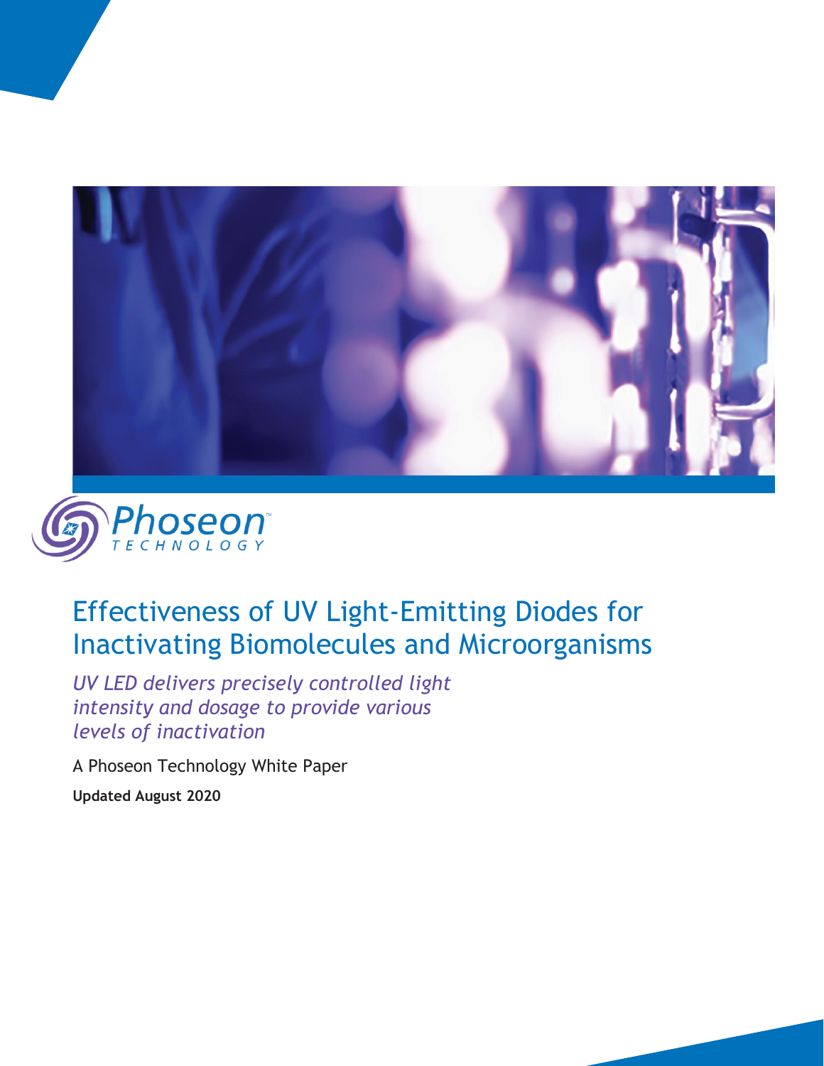Phoseon TECHNOLOGY

# Effectiveness of UV Light-Emitting Diodes for Inactivating Biomolecules and Microorganisms

*UV LED delivers precisely controlled light intensity and dosage to provide various levels of inactivation*

A Phoseon Technology White Paper

**Updated August 2020**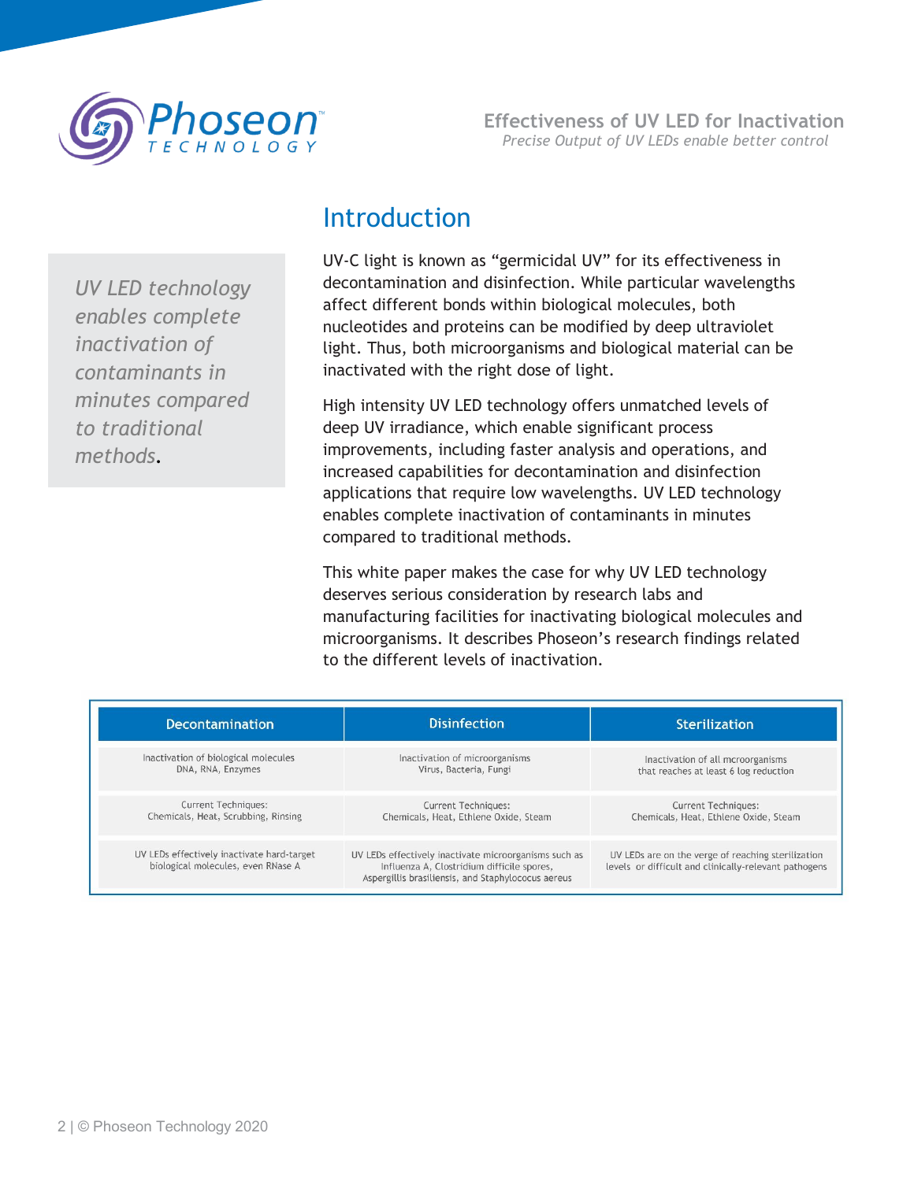## Introduction

*UV LED technology enables complete inactivation of contaminants in minutes compared to traditional methods.*

UV-C light is known as “germicidal UV” for its effectiveness in decontamination and disinfection. While particular wavelengths affect different bonds within biological molecules, both nucleotides and proteins can be modified by deep ultraviolet light. Thus, both microorganisms and biological material can be inactivated with the right dose of light.

High intensity UV LED technology offers unmatched levels of deep UV irradiance, which enable significant process improvements, including faster analysis and operations, and increased capabilities for decontamination and disinfection applications that require low wavelengths. UV LED technology enables complete inactivation of contaminants in minutes compared to traditional methods.

This white paper makes the case for why UV LED technology deserves serious consideration by research labs and manufacturing facilities for inactivating biological molecules and microorganisms. It describes Phoseon’s research findings related to the different levels of inactivation.

| Decontamination | Disinfection | Sterilization |
|---|---|---|
| Inactivation of biological molecules DNA, RNA, Enzymes | Inactivation of microorganisms Virus, Bacteria, Fungi | Inactivation of all mcroorganisms that reaches at least 6 log reduction |
| Current Techniques: Chemicals, Heat, Scrubbing, Rinsing | Current Techniques: Chemicals, Heat, Ethlene Oxide, Steam | Current Techniques: Chemicals, Heat, Ethlene Oxide, Steam |
| UV LEDs effectively inactivate hard-target biological molecules, even RNase A | UV LEDs effectively inactivate microorganisms such as Influenza A, Clostridium difficile spores, Aspergillis brasiliensis, and Staphylococus aereus | UV LEDs are on the verge of reaching sterilization levels or difficult and clinically-relevant pathogens |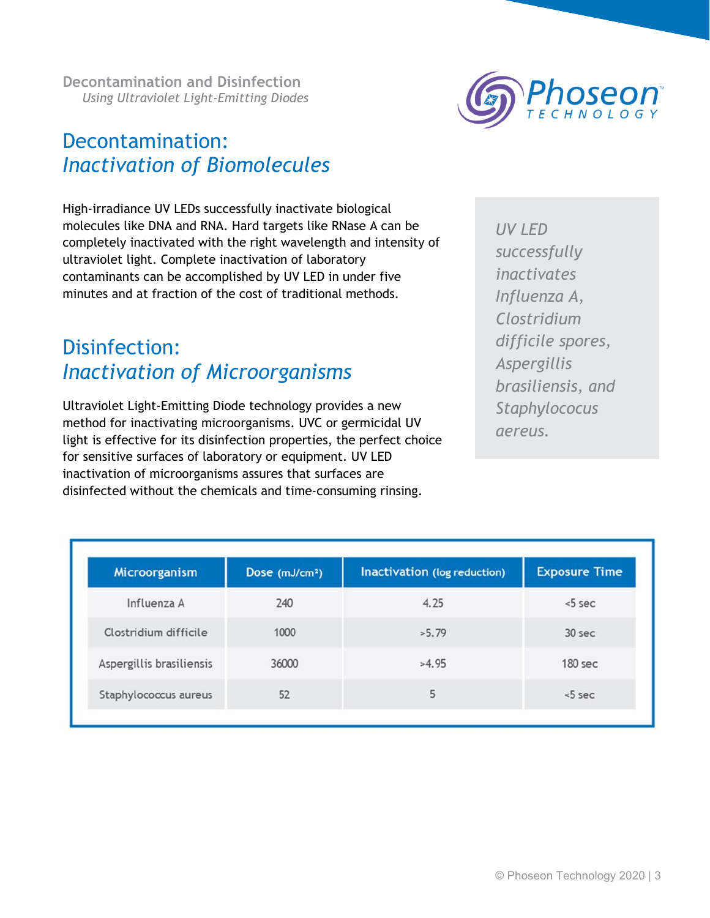## Decontamination: *Inactivation of Biomolecules*

High-irradiance UV LEDs successfully inactivate biological molecules like DNA and RNA. Hard targets like RNase A can be completely inactivated with the right wavelength and intensity of ultraviolet light. Complete inactivation of laboratory contaminants can be accomplished by UV LED in under five minutes and at fraction of the cost of traditional methods.

## Disinfection: *Inactivation of Microorganisms*

Ultraviolet Light-Emitting Diode technology provides a new method for inactivating microorganisms. UVC or germicidal UV light is effective for its disinfection properties, the perfect choice for sensitive surfaces of laboratory or equipment. UV LED inactivation of microorganisms assures that surfaces are disinfected without the chemicals and time-consuming rinsing.

*UV LED successfully inactivates Influenza A, Clostridium difficile spores, Aspergillis brasiliensis, and Staphylococus aereus.*

| Microorganism | Dose (mJ/cm²) | Inactivation (log reduction) | Exposure Time |
|---|---|---|---|
| Influenza A | 240 | 4.25 | <5 sec |
| Clostridium difficile | 1000 | >5.79 | 30 sec |
| Aspergillis brasiliensis | 36000 | >4.95 | 180 sec |
| Staphylococcus aureus | 52 | 5 | <5 sec |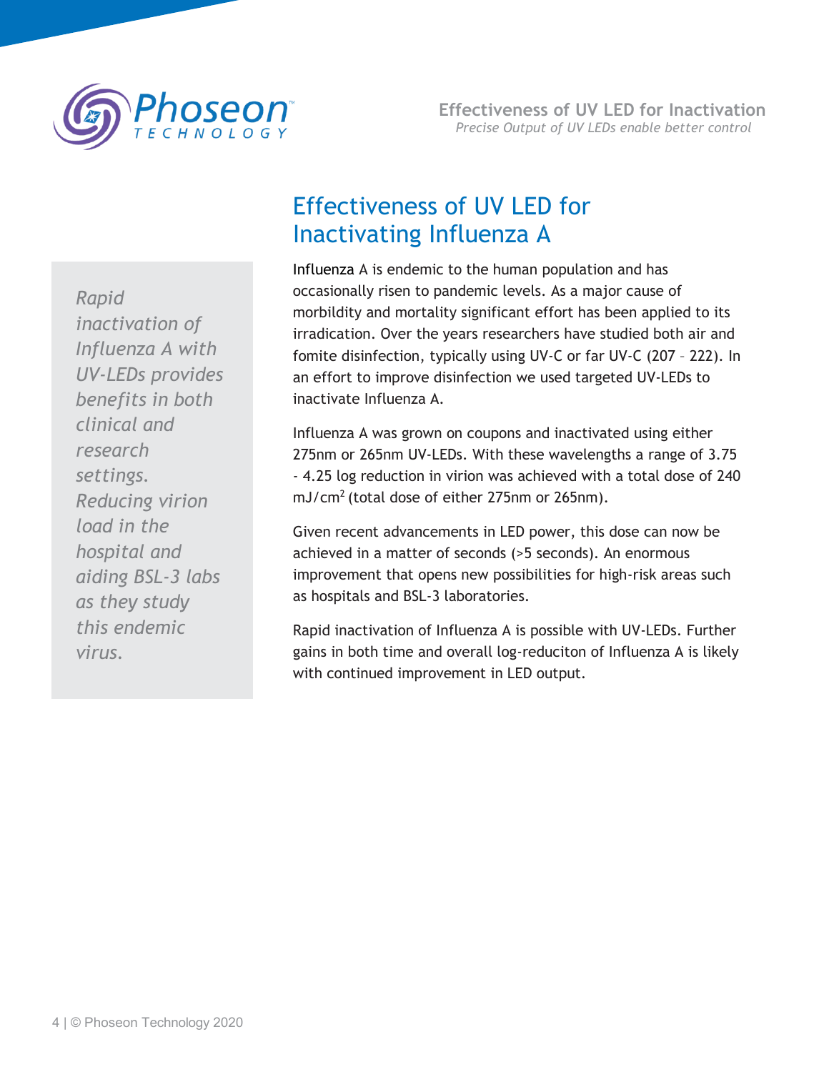# Effectiveness of UV LED for Inactivating Influenza A

*Rapid inactivation of Influenza A with UV-LEDs provides benefits in both clinical and research settings. Reducing virion load in the hospital and aiding BSL-3 labs as they study this endemic virus.*

Influenza A is endemic to the human population and has occasionally risen to pandemic levels. As a major cause of morbildity and mortality significant effort has been applied to its irradication. Over the years researchers have studied both air and fomite disinfection, typically using UV-C or far UV-C (207 – 222). In an effort to improve disinfection we used targeted UV-LEDs to inactivate Influenza A.

Influenza A was grown on coupons and inactivated using either 275nm or 265nm UV-LEDs. With these wavelengths a range of 3.75 - 4.25 log reduction in virion was achieved with a total dose of 240 $mJ/cm^2$ (total dose of either 275nm or 265nm).

Given recent advancements in LED power, this dose can now be achieved in a matter of seconds (>5 seconds). An enormous improvement that opens new possibilities for high-risk areas such as hospitals and BSL-3 laboratories.

Rapid inactivation of Influenza A is possible with UV-LEDs. Further gains in both time and overall log-reduciton of Influenza A is likely with continued improvement in LED output.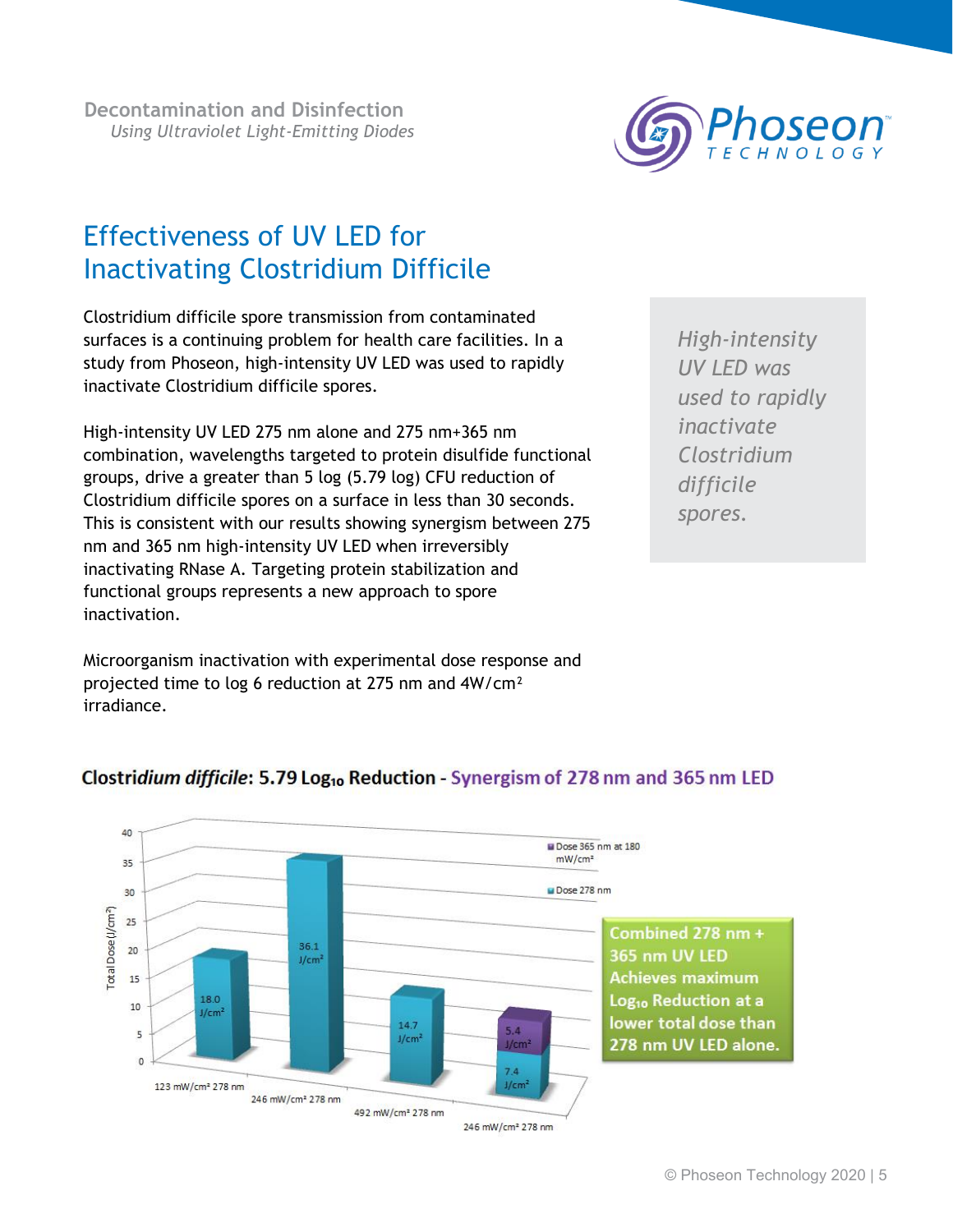# Effectiveness of UV LED for Inactivating Clostridium Difficile

Clostridium difficile spore transmission from contaminated surfaces is a continuing problem for health care facilities. In a study from Phoseon, high-intensity UV LED was used to rapidly inactivate Clostridium difficile spores.

High-intensity UV LED 275 nm alone and 275 nm+365 nm combination, wavelengths targeted to protein disulfide functional groups, drive a greater than 5 log (5.79 log) CFU reduction of Clostridium difficile spores on a surface in less than 30 seconds. This is consistent with our results showing synergism between 275 nm and 365 nm high-intensity UV LED when irreversibly inactivating RNase A. Targeting protein stabilization and functional groups represents a new approach to spore inactivation.

*High-intensity UV LED was used to rapidly inactivate Clostridium difficile spores.*

Microorganism inactivation with experimental dose response and projected time to log 6 reduction at 275 nm and 4W/cm$^2$ irradiance.

**Clostridium difficile: 5.79 $Log_{10}$ Reduction - Synergism of 278 nm and 365 nm LED**

| Condition | Dose 278 nm | Dose 365 nm at 180 mW/cm² |
|---|---|---|
| 123 mW/cm² 278 nm | 18.0 J/cm² | |
| 246 mW/cm² 278 nm | 36.1 J/cm² | |
| 492 mW/cm² 278 nm | 14.7 J/cm² | |
| 246 mW/cm² 278 nm | 7.4 J/cm² | 5.4 J/cm² |

Y-axis: Total Dose (J/cm²)

**Combined 278 nm + 365 nm UV LED Achieves maximum $Log_{10}$ Reduction at a lower total dose than 278 nm UV LED alone.**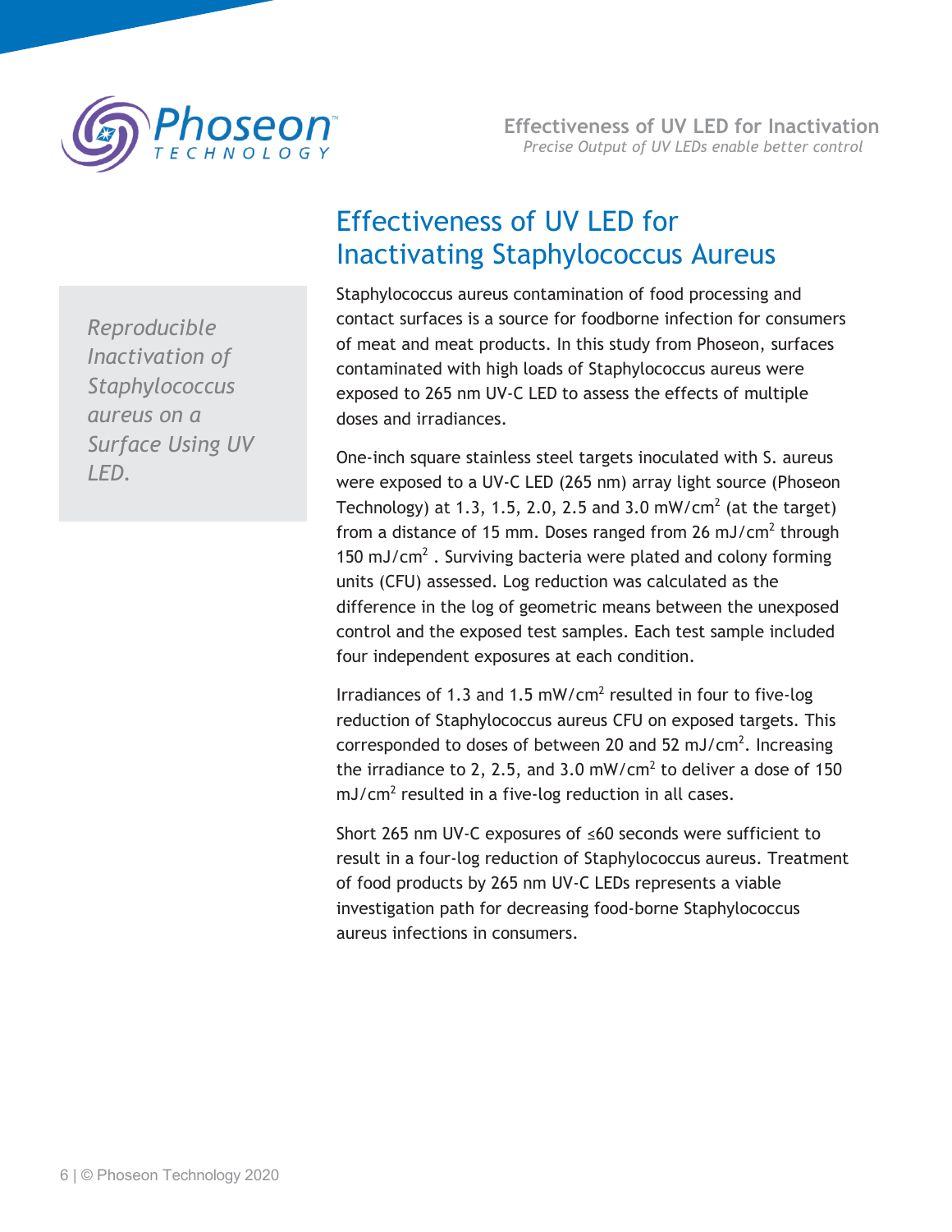# Effectiveness of UV LED for Inactivating Staphylococcus Aureus

*Reproducible Inactivation of Staphylococcus aureus on a Surface Using UV LED.*

Staphylococcus aureus contamination of food processing and contact surfaces is a source for foodborne infection for consumers of meat and meat products. In this study from Phoseon, surfaces contaminated with high loads of Staphylococcus aureus were exposed to 265 nm UV-C LED to assess the effects of multiple doses and irradiances.

One-inch square stainless steel targets inoculated with S. aureus were exposed to a UV-C LED (265 nm) array light source (Phoseon Technology) at 1.3, 1.5, 2.0, 2.5 and 3.0 mW/cm$^2$ (at the target) from a distance of 15 mm. Doses ranged from 26 mJ/cm$^2$ through 150 mJ/cm$^2$ . Surviving bacteria were plated and colony forming units (CFU) assessed. Log reduction was calculated as the difference in the log of geometric means between the unexposed control and the exposed test samples. Each test sample included four independent exposures at each condition.

Irradiances of 1.3 and 1.5 mW/cm$^2$ resulted in four to five-log reduction of Staphylococcus aureus CFU on exposed targets. This corresponded to doses of between 20 and 52 mJ/cm$^2$. Increasing the irradiance to 2, 2.5, and 3.0 mW/cm$^2$ to deliver a dose of 150 mJ/cm$^2$ resulted in a five-log reduction in all cases.

Short 265 nm UV-C exposures of ≤60 seconds were sufficient to result in a four-log reduction of Staphylococcus aureus. Treatment of food products by 265 nm UV-C LEDs represents a viable investigation path for decreasing food-borne Staphylococcus aureus infections in consumers.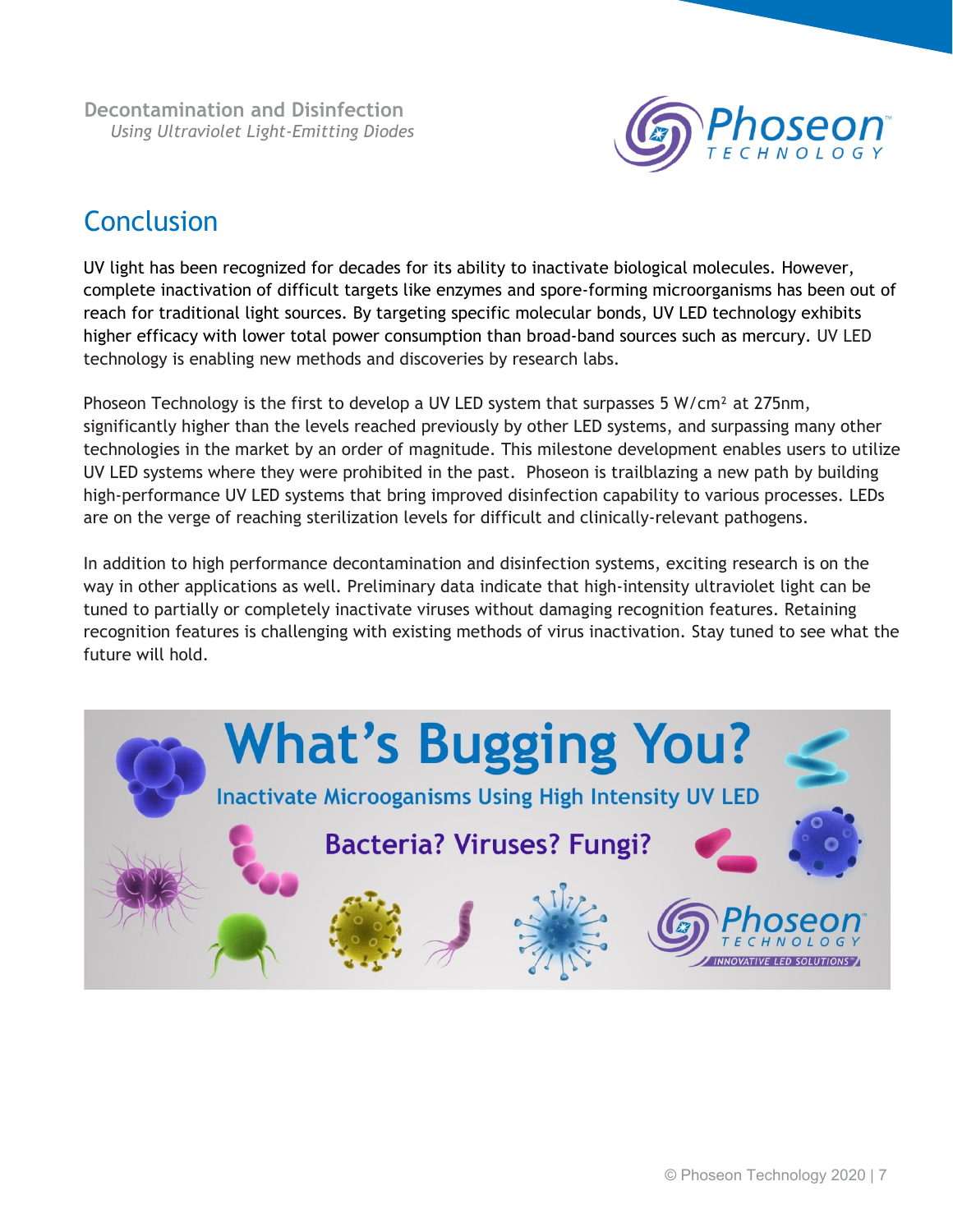## Conclusion

UV light has been recognized for decades for its ability to inactivate biological molecules. However, complete inactivation of difficult targets like enzymes and spore-forming microorganisms has been out of reach for traditional light sources. By targeting specific molecular bonds, UV LED technology exhibits higher efficacy with lower total power consumption than broad-band sources such as mercury. UV LED technology is enabling new methods and discoveries by research labs.

Phoseon Technology is the first to develop a UV LED system that surpasses 5 $W/cm^2$ at 275nm, significantly higher than the levels reached previously by other LED systems, and surpassing many other technologies in the market by an order of magnitude. This milestone development enables users to utilize UV LED systems where they were prohibited in the past. Phoseon is trailblazing a new path by building high-performance UV LED systems that bring improved disinfection capability to various processes. LEDs are on the verge of reaching sterilization levels for difficult and clinically-relevant pathogens.

In addition to high performance decontamination and disinfection systems, exciting research is on the way in other applications as well. Preliminary data indicate that high-intensity ultraviolet light can be tuned to partially or completely inactivate viruses without damaging recognition features. Retaining recognition features is challenging with existing methods of virus inactivation. Stay tuned to see what the future will hold.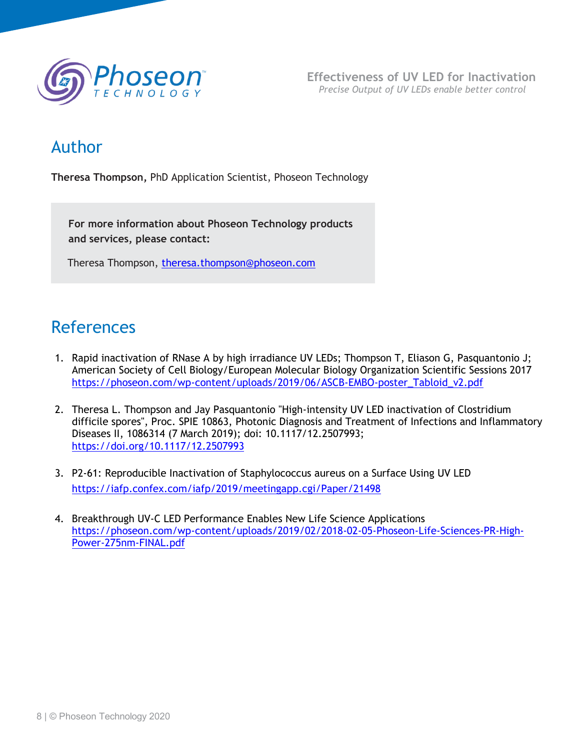## Author

**Theresa Thompson,** PhD Application Scientist, Phoseon Technology

**For more information about Phoseon Technology products and services, please contact:**

Theresa Thompson, theresa.thompson@phoseon.com

## References

1. Rapid inactivation of RNase A by high irradiance UV LEDs; Thompson T, Eliason G, Pasquantonio J; American Society of Cell Biology/European Molecular Biology Organization Scientific Sessions 2017 https://phoseon.com/wp-content/uploads/2019/06/ASCB-EMBO-poster_Tabloid_v2.pdf

2. Theresa L. Thompson and Jay Pasquantonio "High-intensity UV LED inactivation of Clostridium difficile spores", Proc. SPIE 10863, Photonic Diagnosis and Treatment of Infections and Inflammatory Diseases II, 1086314 (7 March 2019); doi: 10.1117/12.2507993; https://doi.org/10.1117/12.2507993

3. P2-61: Reproducible Inactivation of Staphylococcus aureus on a Surface Using UV LED https://iafp.confex.com/iafp/2019/meetingapp.cgi/Paper/21498

4. Breakthrough UV-C LED Performance Enables New Life Science Applications https://phoseon.com/wp-content/uploads/2019/02/2018-02-05-Phoseon-Life-Sciences-PR-High-Power-275nm-FINAL.pdf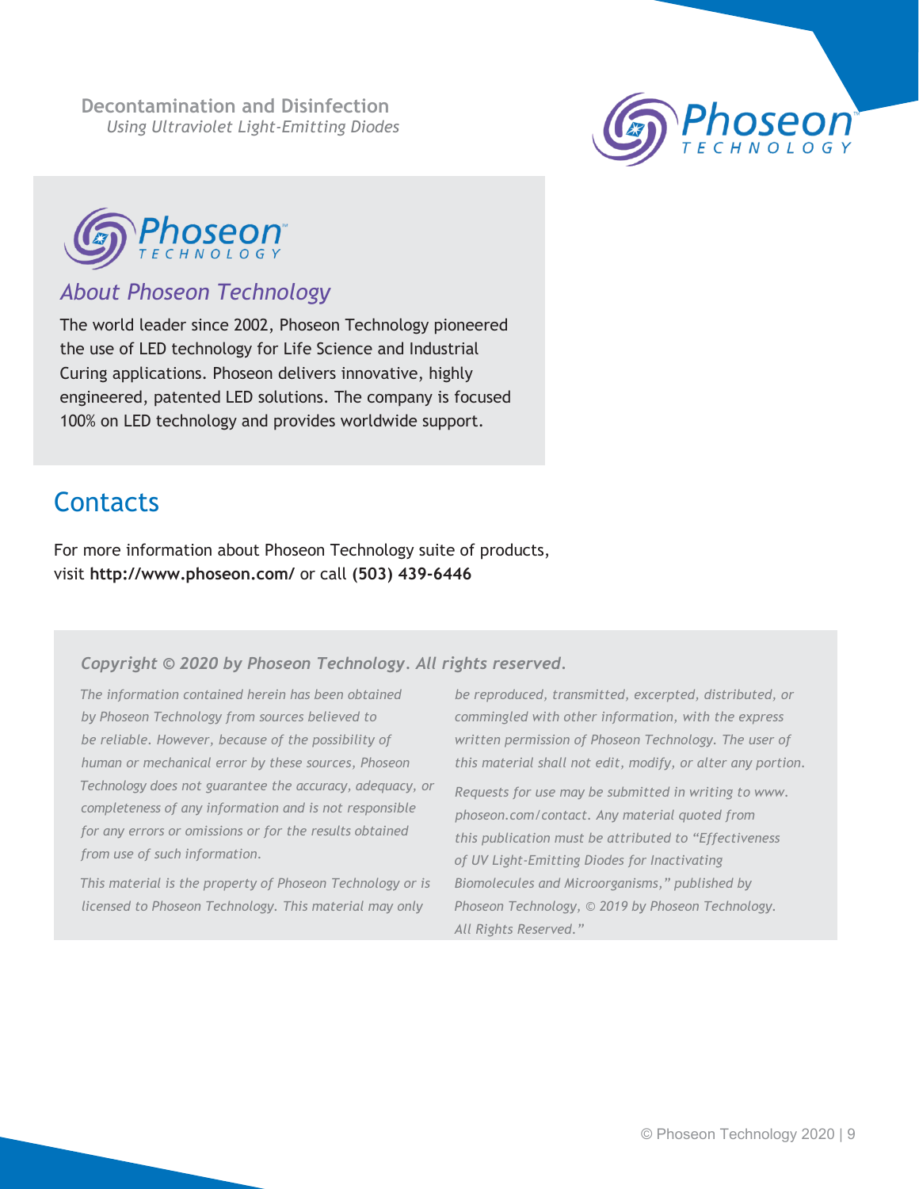## About Phoseon Technology

The world leader since 2002, Phoseon Technology pioneered the use of LED technology for Life Science and Industrial Curing applications. Phoseon delivers innovative, highly engineered, patented LED solutions. The company is focused 100% on LED technology and provides worldwide support.

# Contacts

For more information about Phoseon Technology suite of products, visit **http://www.phoseon.com/** or call **(503) 439-6446**

***Copyright © 2020 by Phoseon Technology. All rights reserved.***

*The information contained herein has been obtained by Phoseon Technology from sources believed to be reliable. However, because of the possibility of human or mechanical error by these sources, Phoseon Technology does not guarantee the accuracy, adequacy, or completeness of any information and is not responsible for any errors or omissions or for the results obtained from use of such information.*

*This material is the property of Phoseon Technology or is licensed to Phoseon Technology. This material may only be reproduced, transmitted, excerpted, distributed, or commingled with other information, with the express written permission of Phoseon Technology. The user of this material shall not edit, modify, or alter any portion.*

*Requests for use may be submitted in writing to www.phoseon.com/contact. Any material quoted from this publication must be attributed to "Effectiveness of UV Light-Emitting Diodes for Inactivating Biomolecules and Microorganisms," published by Phoseon Technology, © 2019 by Phoseon Technology. All Rights Reserved."*